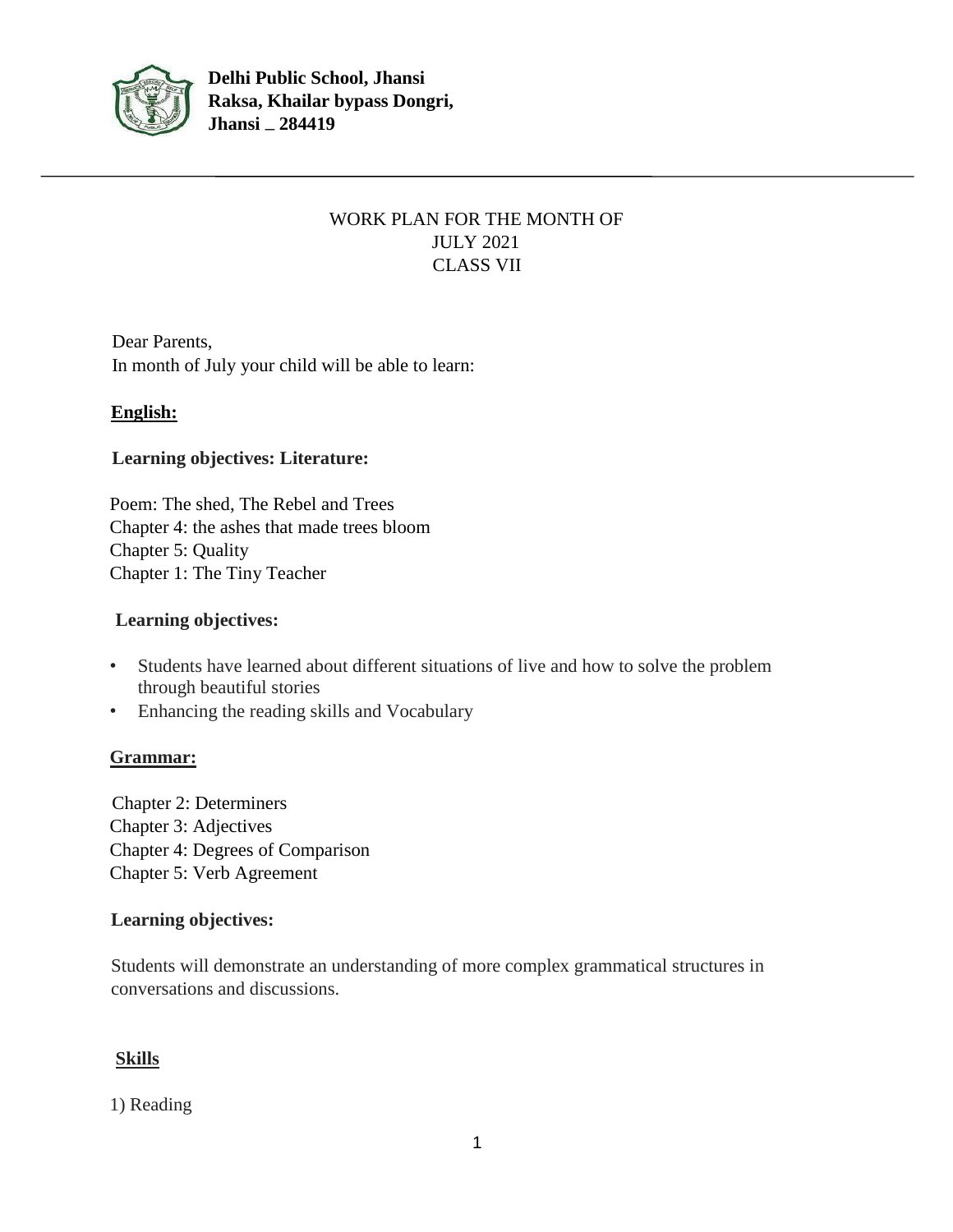**Delhi Public School, Jhansi**
**Raksa, Khailar bypass Dongri,**
**Jhansi _ 284419**

---

WORK PLAN FOR THE MONTH OF
JULY 2021
CLASS VII

Dear Parents,
In month of July your child will be able to learn:

## English:

**Learning objectives: Literature:**

Poem: The shed, The Rebel and Trees
Chapter 4: the ashes that made trees bloom
Chapter 5: Quality
Chapter 1: The Tiny Teacher

**Learning objectives:**

- Students have learned about different situations of live and how to solve the problem through beautiful stories
- Enhancing the reading skills and Vocabulary

## Grammar:

Chapter 2: Determiners
Chapter 3: Adjectives
Chapter 4: Degrees of Comparison
Chapter 5: Verb Agreement

**Learning objectives:**

Students will demonstrate an understanding of more complex grammatical structures in conversations and discussions.

## Skills

1) Reading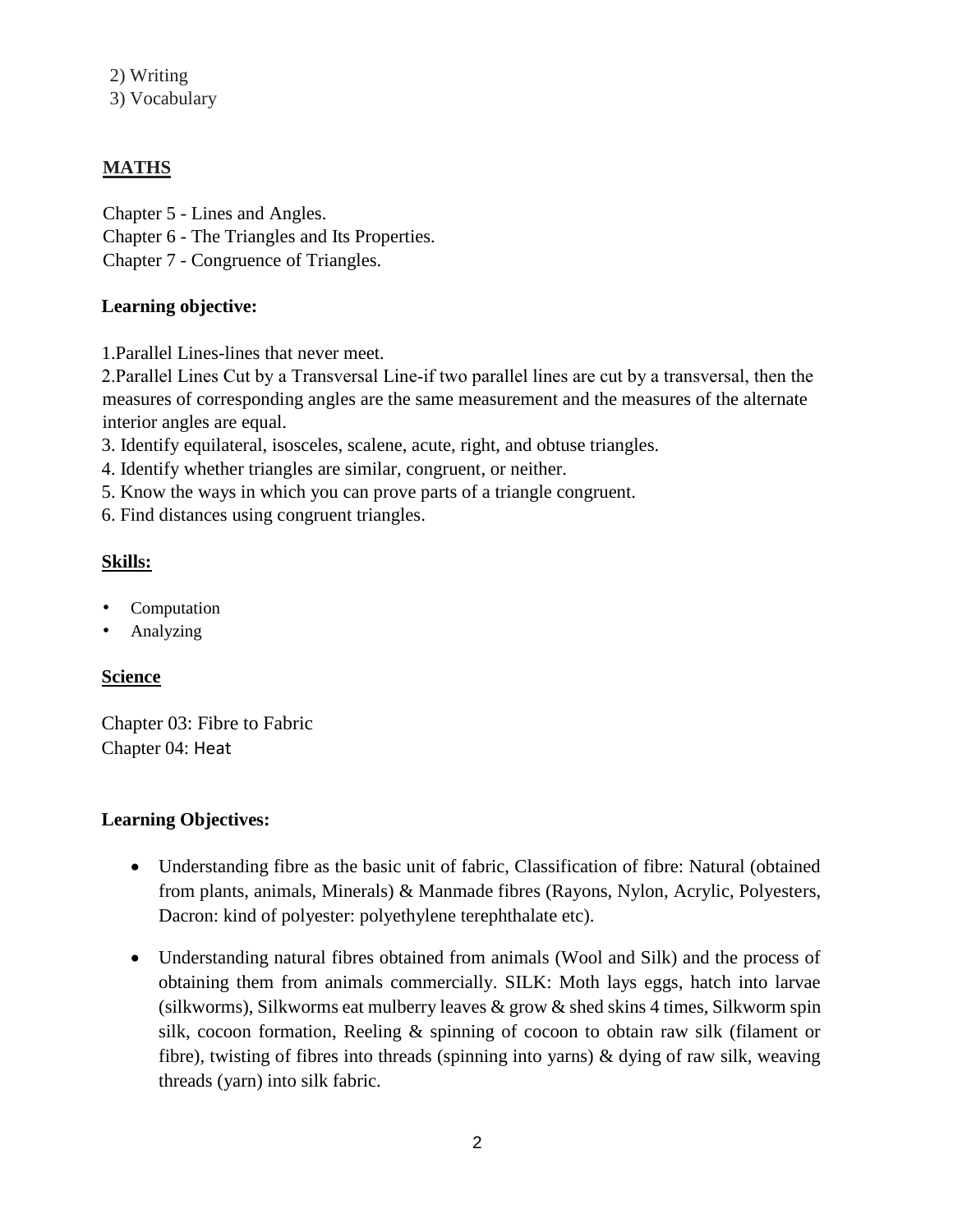2) Writing
3) Vocabulary

## MATHS

Chapter 5 - Lines and Angles.
Chapter 6 - The Triangles and Its Properties.
Chapter 7 - Congruence of Triangles.

**Learning objective:**

1.Parallel Lines-lines that never meet.
2.Parallel Lines Cut by a Transversal Line-if two parallel lines are cut by a transversal, then the measures of corresponding angles are the same measurement and the measures of the alternate interior angles are equal.
3. Identify equilateral, isosceles, scalene, acute, right, and obtuse triangles.
4. Identify whether triangles are similar, congruent, or neither.
5. Know the ways in which you can prove parts of a triangle congruent.
6. Find distances using congruent triangles.

**Skills:**

- Computation
- Analyzing

## Science

Chapter 03: Fibre to Fabric
Chapter 04: Heat

**Learning Objectives:**

- Understanding fibre as the basic unit of fabric, Classification of fibre: Natural (obtained from plants, animals, Minerals) & Manmade fibres (Rayons, Nylon, Acrylic, Polyesters, Dacron: kind of polyester: polyethylene terephthalate etc).
- Understanding natural fibres obtained from animals (Wool and Silk) and the process of obtaining them from animals commercially. SILK: Moth lays eggs, hatch into larvae (silkworms), Silkworms eat mulberry leaves & grow & shed skins 4 times, Silkworm spin silk, cocoon formation, Reeling & spinning of cocoon to obtain raw silk (filament or fibre), twisting of fibres into threads (spinning into yarns) & dying of raw silk, weaving threads (yarn) into silk fabric.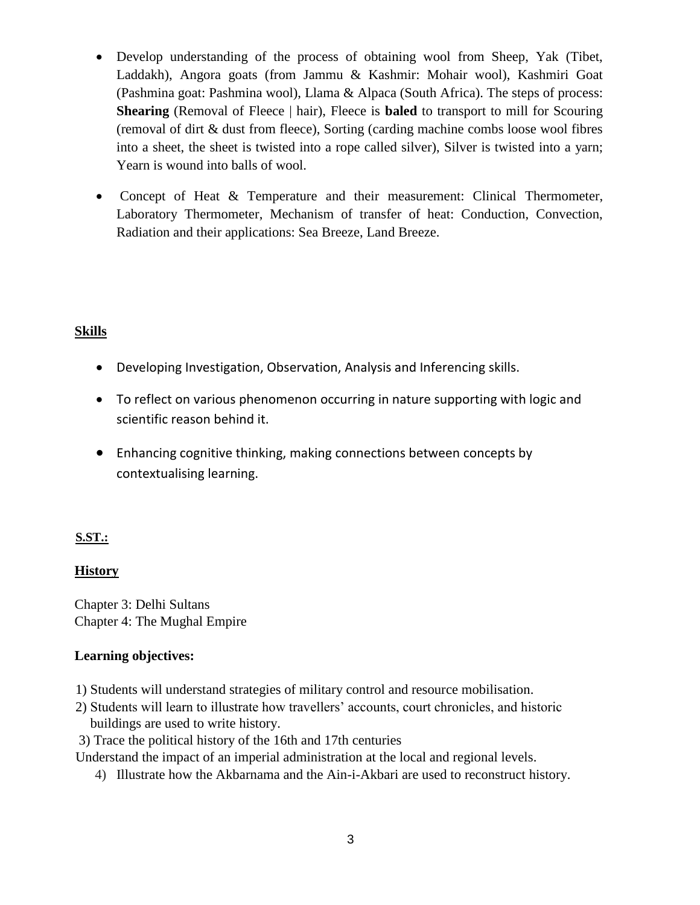- Develop understanding of the process of obtaining wool from Sheep, Yak (Tibet, Laddakh), Angora goats (from Jammu & Kashmir: Mohair wool), Kashmiri Goat (Pashmina goat: Pashmina wool), Llama & Alpaca (South Africa). The steps of process: **Shearing** (Removal of Fleece | hair), Fleece is **baled** to transport to mill for Scouring (removal of dirt & dust from fleece), Sorting (carding machine combs loose wool fibres into a sheet, the sheet is twisted into a rope called silver), Silver is twisted into a yarn; Yearn is wound into balls of wool.

- Concept of Heat & Temperature and their measurement: Clinical Thermometer, Laboratory Thermometer, Mechanism of transfer of heat: Conduction, Convection, Radiation and their applications: Sea Breeze, Land Breeze.

**Skills**

- Developing Investigation, Observation, Analysis and Inferencing skills.
- To reflect on various phenomenon occurring in nature supporting with logic and scientific reason behind it.
- Enhancing cognitive thinking, making connections between concepts by contextualising learning.

**S.ST.:**

**History**

Chapter 3: Delhi Sultans
Chapter 4: The Mughal Empire

**Learning objectives:**

1) Students will understand strategies of military control and resource mobilisation.
2) Students will learn to illustrate how travellers' accounts, court chronicles, and historic buildings are used to write history.
3) Trace the political history of the 16th and 17th centuries

Understand the impact of an imperial administration at the local and regional levels.

4) Illustrate how the Akbarnama and the Ain-i-Akbari are used to reconstruct history.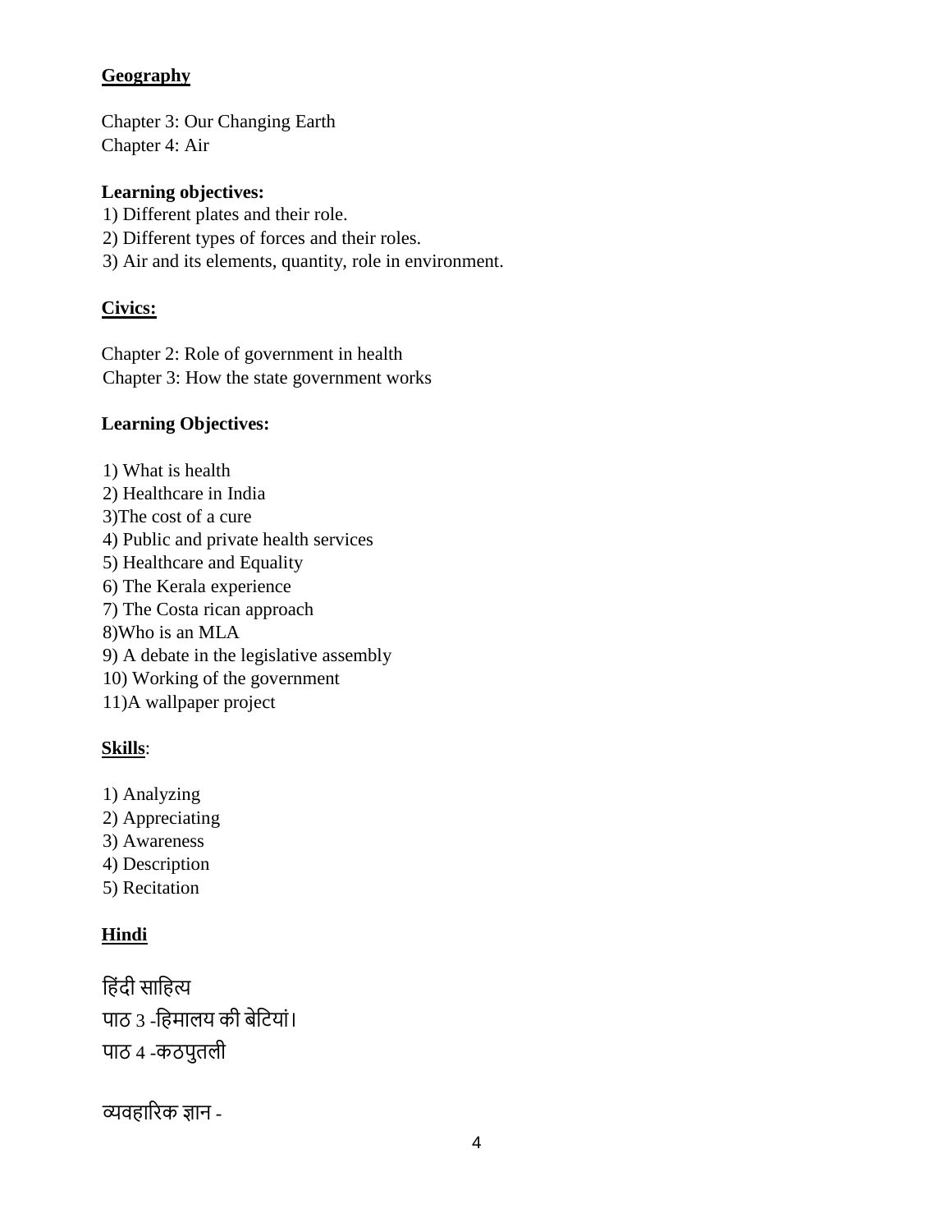## Geography

Chapter 3: Our Changing Earth
Chapter 4: Air

**Learning objectives:**

1) Different plates and their role.
2) Different types of forces and their roles.
3) Air and its elements, quantity, role in environment.

## Civics:

Chapter 2: Role of government in health
Chapter 3: How the state government works

**Learning Objectives:**

1) What is health
2) Healthcare in India
3)The cost of a cure
4) Public and private health services
5) Healthcare and Equality
6) The Kerala experience
7) The Costa rican approach
8)Who is an MLA
9) A debate in the legislative assembly
10) Working of the government
11)A wallpaper project

**Skills**:

1) Analyzing
2) Appreciating
3) Awareness
4) Description
5) Recitation

## Hindi

हिंदी साहित्य
पाठ 3 -हिमालय की बेटियां।
पाठ 4 -कठपुतली

व्यवहारिक ज्ञान -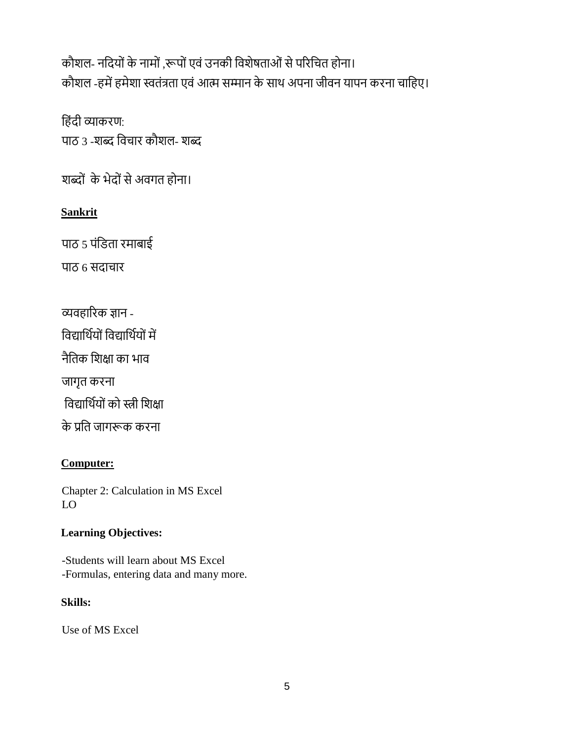कौशल- नदियों के नामों ,रूपों एवं उनकी विशेषताओं से परिचित होना।
कौशल -हमें हमेशा स्वतंत्रता एवं आत्म सम्मान के साथ अपना जीवन यापन करना चाहिए।

हिंदी व्याकरण:
पाठ 3 -शब्द विचार कौशल- शब्द

शब्दों के भेदों से अवगत होना।

**Sankrit**

पाठ 5 पंडिता रमाबाई

पाठ 6 सदाचार

व्यवहारिक ज्ञान -

विद्यार्थियों विद्यार्थियों में

नैतिक शिक्षा का भाव

जागृत करना

विद्यार्थियों को स्त्री शिक्षा

के प्रति जागरूक करना

**Computer:**

Chapter 2: Calculation in MS Excel
LO

**Learning Objectives:**

-Students will learn about MS Excel
-Formulas, entering data and many more.

**Skills:**

Use of MS Excel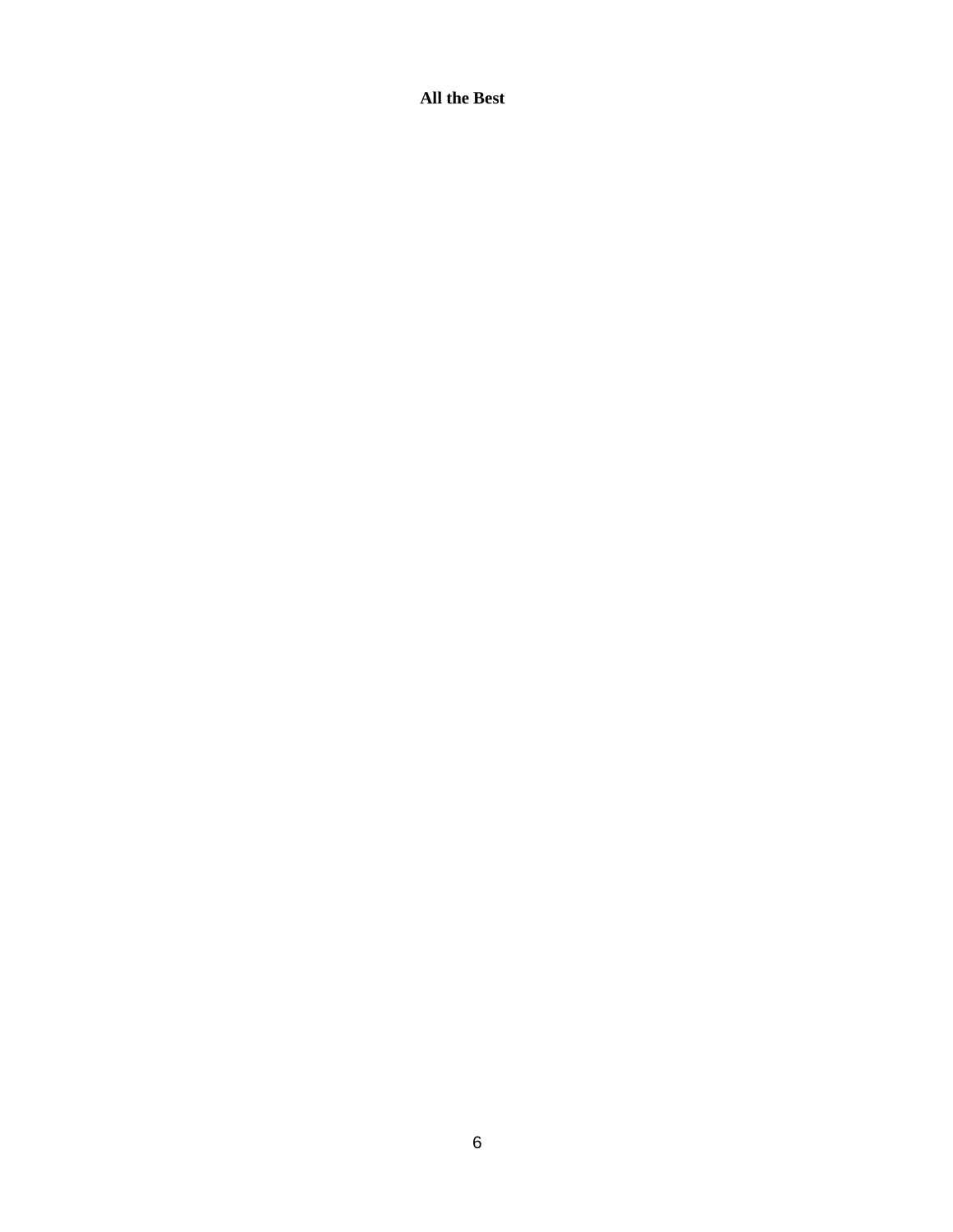**All the Best**